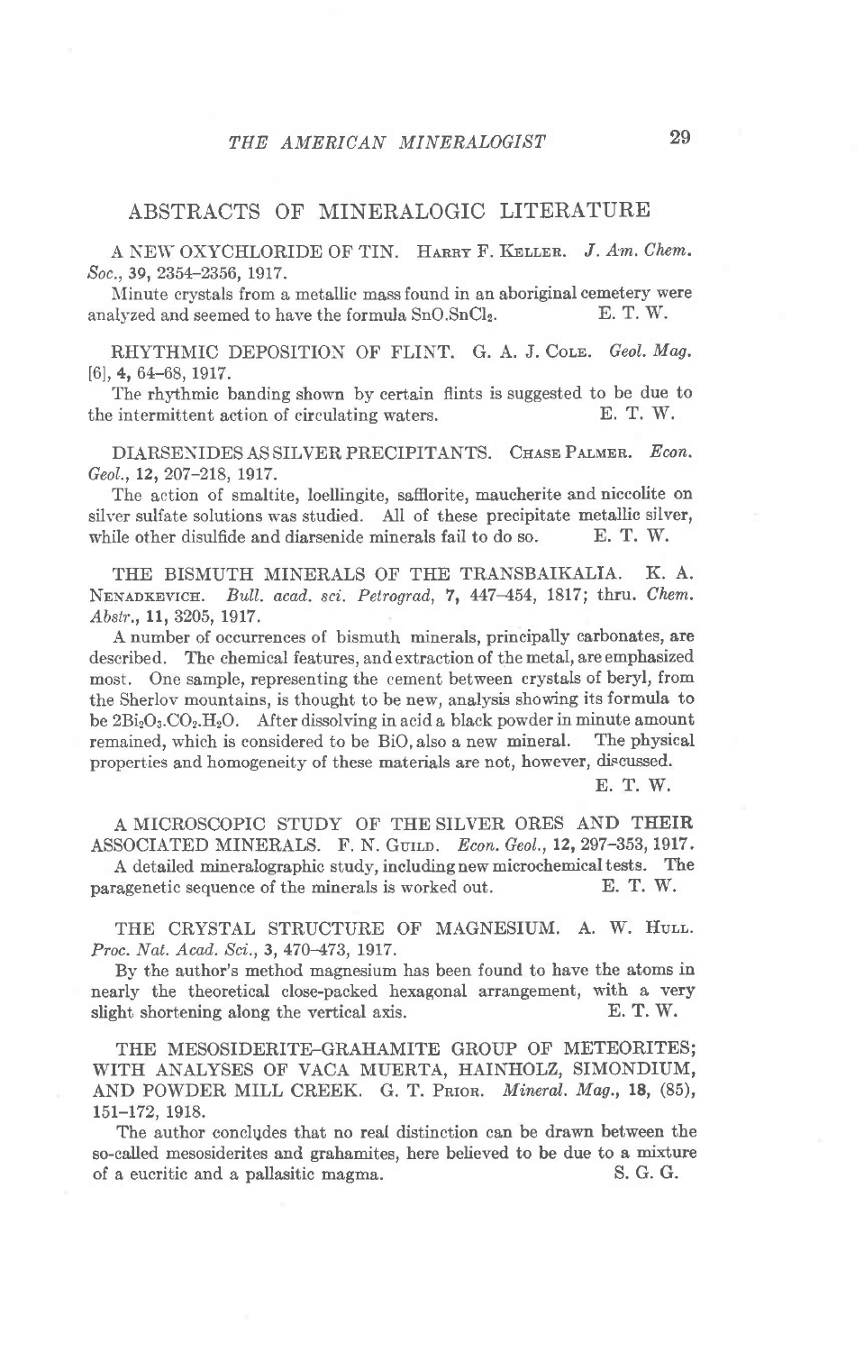## ABSTRACTS OF MINERALOGIC LITERATURE

A NEW OXYCHLORIDE OF TIN. Harry F. Keller. *J. Am. Chem. Soc.*, **39**, 2354–2356, 1917.

Minute crystals from a metallic mass found in an aboriginal cemetery were analyzed and seemed to have the formula $SnO.SnCl_2$. E. T. W.

RHYTHMIC DEPOSITION OF FLINT. G. A. J. Cole. *Geol. Mag.* [6], **4**, 64–68, 1917.

The rhythmic banding shown by certain flints is suggested to be due to the intermittent action of circulating waters. E. T. W.

DIARSENIDES AS SILVER PRECIPITANTS. Chase Palmer. *Econ. Geol.*, **12**, 207–218, 1917.

The action of smaltite, loellingite, safflorite, maucherite and niccolite on silver sulfate solutions was studied. All of these precipitate metallic silver, while other disulfide and diarsenide minerals fail to do so. E. T. W.

THE BISMUTH MINERALS OF THE TRANSBAIKALIA. K. A. Nenadkevich. *Bull. acad. sci. Petrograd*, **7**, 447–454, 1817; thru. *Chem. Abstr.*, **11**, 3205, 1917.

A number of occurrences of bismuth minerals, principally carbonates, are described. The chemical features, and extraction of the metal, are emphasized most. One sample, representing the cement between crystals of beryl, from the Sherlov mountains, is thought to be new, analysis showing its formula to be $2Bi_2O_3.CO_2.H_2O$. After dissolving in acid a black powder in minute amount remained, which is considered to be BiO, also a new mineral. The physical properties and homogeneity of these materials are not, however, discussed.

E. T. W.

A MICROSCOPIC STUDY OF THE SILVER ORES AND THEIR ASSOCIATED MINERALS. F. N. Guild. *Econ. Geol.*, **12**, 297–353, 1917.

A detailed mineralographic study, including new microchemical tests. The paragenetic sequence of the minerals is worked out. E. T. W.

THE CRYSTAL STRUCTURE OF MAGNESIUM. A. W. Hull. *Proc. Nat. Acad. Sci.*, **3**, 470–473, 1917.

By the author's method magnesium has been found to have the atoms in nearly the theoretical close-packed hexagonal arrangement, with a very slight shortening along the vertical axis. E. T. W.

THE MESOSIDERITE–GRAHAMITE GROUP OF METEORITES; WITH ANALYSES OF VACA MUERTA, HAINHOLZ, SIMONDIUM, AND POWDER MILL CREEK. G. T. Prior. *Mineral. Mag.*, **18**, (85), 151–172, 1918.

The author concludes that no real distinction can be drawn between the so-called mesosiderites and grahamites, here believed to be due to a mixture of a eucritic and a pallasitic magma. S. G. G.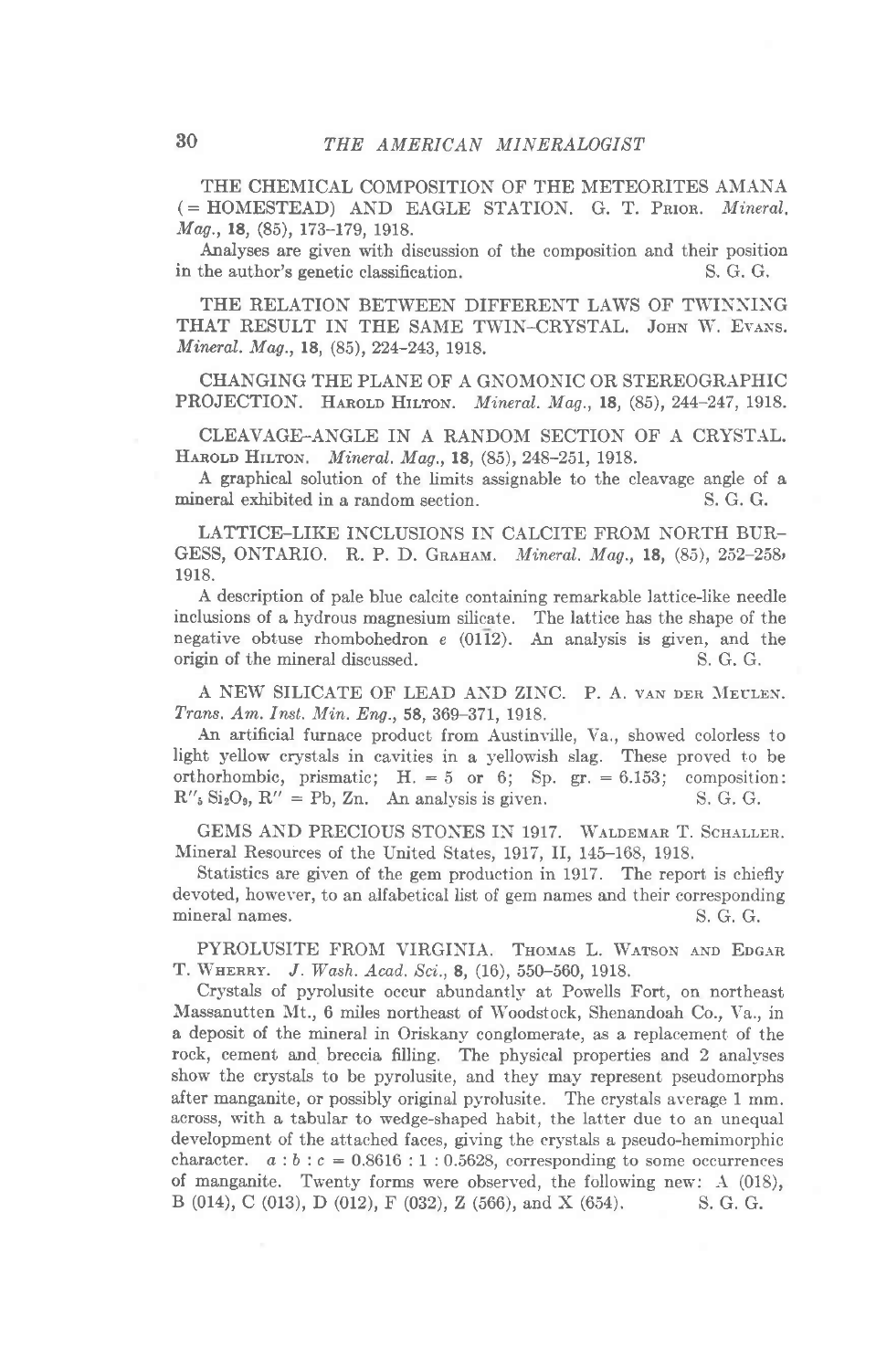THE CHEMICAL COMPOSITION OF THE METEORITES AMANA (= HOMESTEAD) AND EAGLE STATION. G. T. Prior. *Mineral. Mag.*, **18**, (85), 173–179, 1918.

Analyses are given with discussion of the composition and their position in the author's genetic classification. S. G. G.

THE RELATION BETWEEN DIFFERENT LAWS OF TWINNING THAT RESULT IN THE SAME TWIN-CRYSTAL. John W. Evans. *Mineral. Mag.*, **18**, (85), 224–243, 1918.

CHANGING THE PLANE OF A GNOMONIC OR STEREOGRAPHIC PROJECTION. Harold Hilton. *Mineral. Mag.*, **18**, (85), 244–247, 1918.

CLEAVAGE-ANGLE IN A RANDOM SECTION OF A CRYSTAL. Harold Hilton. *Mineral. Mag.*, **18**, (85), 248–251, 1918.

A graphical solution of the limits assignable to the cleavage angle of a mineral exhibited in a random section. S. G. G.

LATTICE-LIKE INCLUSIONS IN CALCITE FROM NORTH BURGESS, ONTARIO. R. P. D. Graham. *Mineral. Mag.*, **18**, (85), 252–258, 1918.

A description of pale blue calcite containing remarkable lattice-like needle inclusions of a hydrous magnesium silicate. The lattice has the shape of the negative obtuse rhombohedron *e* $(01\bar{1}2)$. An analysis is given, and the origin of the mineral discussed. S. G. G.

A NEW SILICATE OF LEAD AND ZINC. P. A. van der Meulen. *Trans. Am. Inst. Min. Eng.*, **58**, 369–371, 1918.

An artificial furnace product from Austinville, Va., showed colorless to light yellow crystals in cavities in a yellowish slag. These proved to be orthorhombic, prismatic; H. = 5 or 6; Sp. gr. = 6.153; composition: $R''_5\,Si_2O_9$, $R''$ = Pb, Zn. An analysis is given. S. G. G.

GEMS AND PRECIOUS STONES IN 1917. Waldemar T. Schaller. Mineral Resources of the United States, 1917, II, 145–168, 1918.

Statistics are given of the gem production in 1917. The report is chiefly devoted, however, to an alfabetical list of gem names and their corresponding mineral names. S. G. G.

PYROLUSITE FROM VIRGINIA. Thomas L. Watson and Edgar T. Wherry. *J. Wash. Acad. Sci.*, **8**, (16), 550–560, 1918.

Crystals of pyrolusite occur abundantly at Powells Fort, on northeast Massanutten Mt., 6 miles northeast of Woodstock, Shenandoah Co., Va., in a deposit of the mineral in Oriskany conglomerate, as a replacement of the rock, cement and breccia filling. The physical properties and 2 analyses show the crystals to be pyrolusite, and they may represent pseudomorphs after manganite, or possibly original pyrolusite. The crystals average 1 mm. across, with a tabular to wedge-shaped habit, the latter due to an unequal development of the attached faces, giving the crystals a pseudo-hemimorphic character. $a : b : c = 0.8616 : 1 : 0.5628$, corresponding to some occurrences of manganite. Twenty forms were observed, the following new: A (018), B (014), C (013), D (012), F (032), Z (566), and X (654). S. G. G.